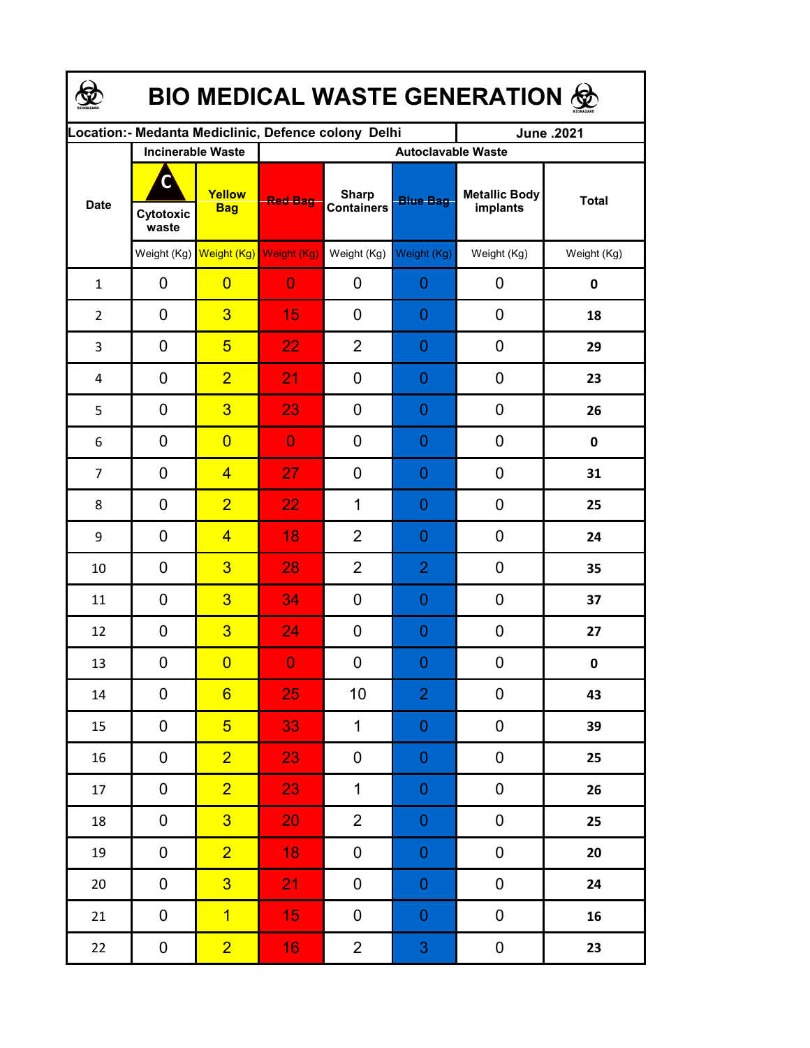# BIO MEDICAL WASTE GENERATION

| Location:- Medanta Mediclinic, Defence colony Delhi | | | | | | | June .2021 |
|---|---|---|---|---|---|---|---|
| Date | Incinerable Waste | | Autoclavable Waste | | | | |
| | C Cytotoxic waste | Yellow Bag | Red Bag | Sharp Containers | Blue Bag | Metallic Body implants | Total |
| | Weight (Kg) | Weight (Kg) | Weight (Kg) | Weight (Kg) | Weight (Kg) | Weight (Kg) | Weight (Kg) |
| 1 | 0 | 0 | 0 | 0 | 0 | 0 | **0** |
| 2 | 0 | 3 | 15 | 0 | 0 | 0 | **18** |
| 3 | 0 | 5 | 22 | 2 | 0 | 0 | **29** |
| 4 | 0 | 2 | 21 | 0 | 0 | 0 | **23** |
| 5 | 0 | 3 | 23 | 0 | 0 | 0 | **26** |
| 6 | 0 | 0 | 0 | 0 | 0 | 0 | **0** |
| 7 | 0 | 4 | 27 | 0 | 0 | 0 | **31** |
| 8 | 0 | 2 | 22 | 1 | 0 | 0 | **25** |
| 9 | 0 | 4 | 18 | 2 | 0 | 0 | **24** |
| 10 | 0 | 3 | 28 | 2 | 2 | 0 | **35** |
| 11 | 0 | 3 | 34 | 0 | 0 | 0 | **37** |
| 12 | 0 | 3 | 24 | 0 | 0 | 0 | **27** |
| 13 | 0 | 0 | 0 | 0 | 0 | 0 | **0** |
| 14 | 0 | 6 | 25 | 10 | 2 | 0 | **43** |
| 15 | 0 | 5 | 33 | 1 | 0 | 0 | **39** |
| 16 | 0 | 2 | 23 | 0 | 0 | 0 | **25** |
| 17 | 0 | 2 | 23 | 1 | 0 | 0 | **26** |
| 18 | 0 | 3 | 20 | 2 | 0 | 0 | **25** |
| 19 | 0 | 2 | 18 | 0 | 0 | 0 | **20** |
| 20 | 0 | 3 | 21 | 0 | 0 | 0 | **24** |
| 21 | 0 | 1 | 15 | 0 | 0 | 0 | **16** |
| 22 | 0 | 2 | 16 | 2 | 3 | 0 | **23** |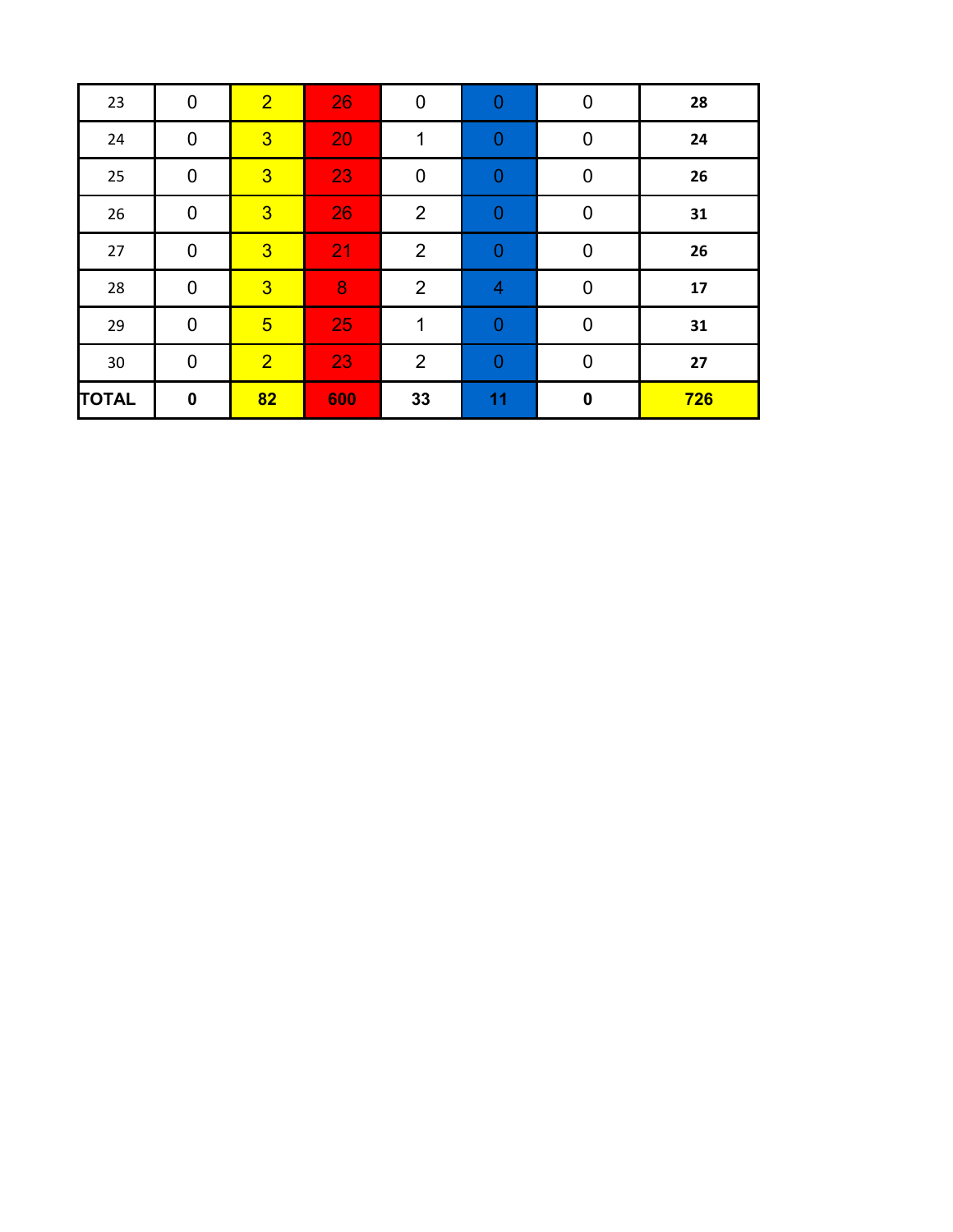| | | | | | | | |
|---|---|---|---|---|---|---|---|
| 23 | 0 | 2 | 26 | 0 | 0 | 0 | **28** |
| 24 | 0 | 3 | 20 | 1 | 0 | 0 | **24** |
| 25 | 0 | 3 | 23 | 0 | 0 | 0 | **26** |
| 26 | 0 | 3 | 26 | 2 | 0 | 0 | **31** |
| 27 | 0 | 3 | 21 | 2 | 0 | 0 | **26** |
| 28 | 0 | 3 | 8 | 2 | 4 | 0 | **17** |
| 29 | 0 | 5 | 25 | 1 | 0 | 0 | **31** |
| 30 | 0 | 2 | 23 | 2 | 0 | 0 | **27** |
| **TOTAL** | **0** | **82** | **600** | **33** | **11** | **0** | **726** |